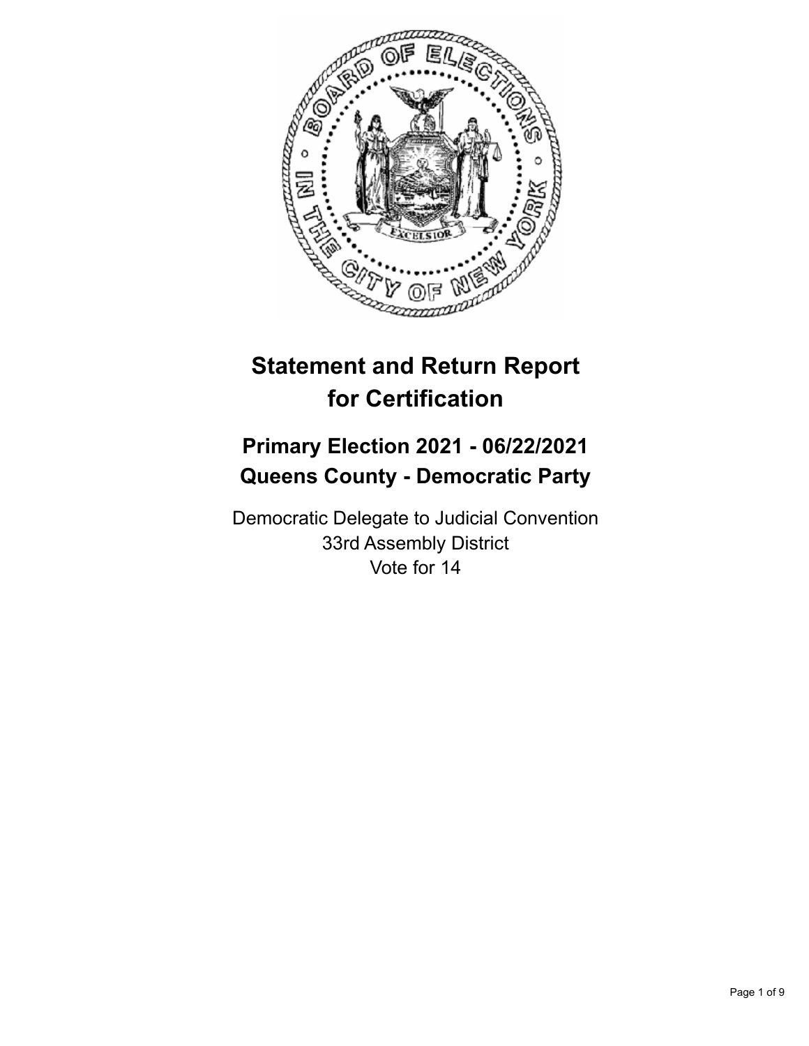# Statement and Return Report for Certification

## Primary Election 2021 - 06/22/2021
## Queens County - Democratic Party

Democratic Delegate to Judicial Convention
33rd Assembly District
Vote for 14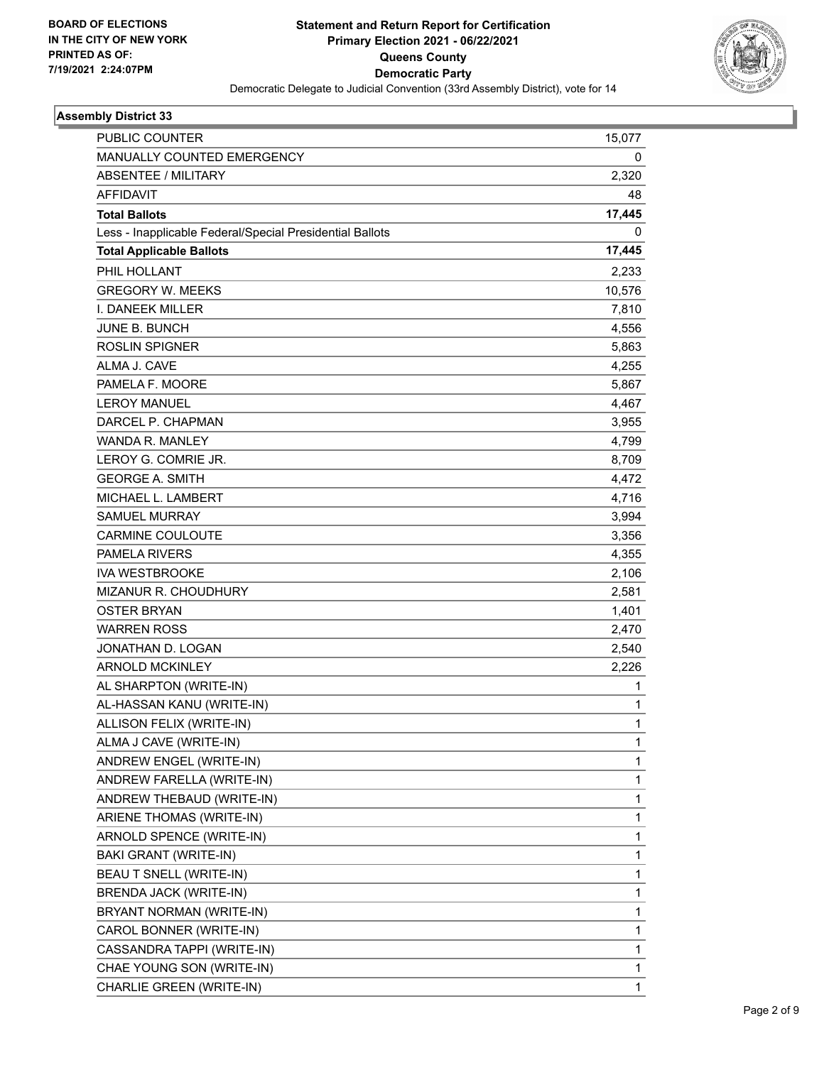**Statement and Return Report for Certification**
**Primary Election 2021 - 06/22/2021**
**Queens County**
**Democratic Party**
Democratic Delegate to Judicial Convention (33rd Assembly District), vote for 14

BOARD OF ELECTIONS
IN THE CITY OF NEW YORK
PRINTED AS OF:
7/19/2021 2:24:07PM

**Assembly District 33**

| | |
|---|---|
| PUBLIC COUNTER | 15,077 |
| MANUALLY COUNTED EMERGENCY | 0 |
| ABSENTEE / MILITARY | 2,320 |
| AFFIDAVIT | 48 |
| **Total Ballots** | **17,445** |
| Less - Inapplicable Federal/Special Presidential Ballots | 0 |
| **Total Applicable Ballots** | **17,445** |
| PHIL HOLLANT | 2,233 |
| GREGORY W. MEEKS | 10,576 |
| I. DANEEK MILLER | 7,810 |
| JUNE B. BUNCH | 4,556 |
| ROSLIN SPIGNER | 5,863 |
| ALMA J. CAVE | 4,255 |
| PAMELA F. MOORE | 5,867 |
| LEROY MANUEL | 4,467 |
| DARCEL P. CHAPMAN | 3,955 |
| WANDA R. MANLEY | 4,799 |
| LEROY G. COMRIE JR. | 8,709 |
| GEORGE A. SMITH | 4,472 |
| MICHAEL L. LAMBERT | 4,716 |
| SAMUEL MURRAY | 3,994 |
| CARMINE COULOUTE | 3,356 |
| PAMELA RIVERS | 4,355 |
| IVA WESTBROOKE | 2,106 |
| MIZANUR R. CHOUDHURY | 2,581 |
| OSTER BRYAN | 1,401 |
| WARREN ROSS | 2,470 |
| JONATHAN D. LOGAN | 2,540 |
| ARNOLD MCKINLEY | 2,226 |
| AL SHARPTON (WRITE-IN) | 1 |
| AL-HASSAN KANU (WRITE-IN) | 1 |
| ALLISON FELIX (WRITE-IN) | 1 |
| ALMA J CAVE (WRITE-IN) | 1 |
| ANDREW ENGEL (WRITE-IN) | 1 |
| ANDREW FARELLA (WRITE-IN) | 1 |
| ANDREW THEBAUD (WRITE-IN) | 1 |
| ARIENE THOMAS (WRITE-IN) | 1 |
| ARNOLD SPENCE (WRITE-IN) | 1 |
| BAKI GRANT (WRITE-IN) | 1 |
| BEAU T SNELL (WRITE-IN) | 1 |
| BRENDA JACK (WRITE-IN) | 1 |
| BRYANT NORMAN (WRITE-IN) | 1 |
| CAROL BONNER (WRITE-IN) | 1 |
| CASSANDRA TAPPI (WRITE-IN) | 1 |
| CHAE YOUNG SON (WRITE-IN) | 1 |
| CHARLIE GREEN (WRITE-IN) | 1 |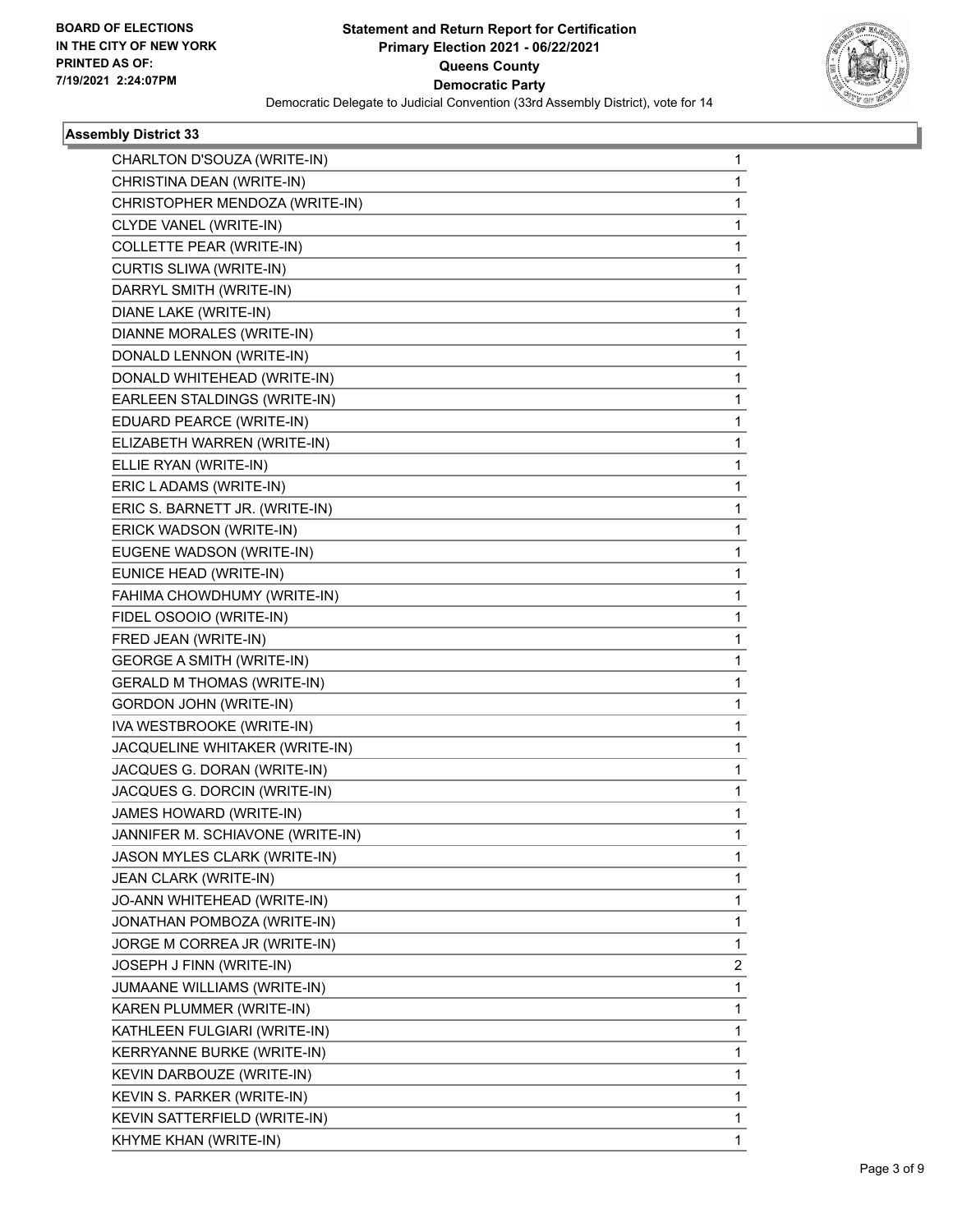**BOARD OF ELECTIONS IN THE CITY OF NEW YORK PRINTED AS OF: 7/19/2021 2:24:07PM**

# Statement and Return Report for Certification
## Primary Election 2021 - 06/22/2021
## Queens County
## Democratic Party
Democratic Delegate to Judicial Convention (33rd Assembly District), vote for 14

### Assembly District 33

| | |
|---|---|
| CHARLTON D'SOUZA (WRITE-IN) | 1 |
| CHRISTINA DEAN (WRITE-IN) | 1 |
| CHRISTOPHER MENDOZA (WRITE-IN) | 1 |
| CLYDE VANEL (WRITE-IN) | 1 |
| COLLETTE PEAR (WRITE-IN) | 1 |
| CURTIS SLIWA (WRITE-IN) | 1 |
| DARRYL SMITH (WRITE-IN) | 1 |
| DIANE LAKE (WRITE-IN) | 1 |
| DIANNE MORALES (WRITE-IN) | 1 |
| DONALD LENNON (WRITE-IN) | 1 |
| DONALD WHITEHEAD (WRITE-IN) | 1 |
| EARLEEN STALDINGS (WRITE-IN) | 1 |
| EDUARD PEARCE (WRITE-IN) | 1 |
| ELIZABETH WARREN (WRITE-IN) | 1 |
| ELLIE RYAN (WRITE-IN) | 1 |
| ERIC L ADAMS (WRITE-IN) | 1 |
| ERIC S. BARNETT JR. (WRITE-IN) | 1 |
| ERICK WADSON (WRITE-IN) | 1 |
| EUGENE WADSON (WRITE-IN) | 1 |
| EUNICE HEAD (WRITE-IN) | 1 |
| FAHIMA CHOWDHUMY (WRITE-IN) | 1 |
| FIDEL OSOOIO (WRITE-IN) | 1 |
| FRED JEAN (WRITE-IN) | 1 |
| GEORGE A SMITH (WRITE-IN) | 1 |
| GERALD M THOMAS (WRITE-IN) | 1 |
| GORDON JOHN (WRITE-IN) | 1 |
| IVA WESTBROOKE (WRITE-IN) | 1 |
| JACQUELINE WHITAKER (WRITE-IN) | 1 |
| JACQUES G. DORAN (WRITE-IN) | 1 |
| JACQUES G. DORCIN (WRITE-IN) | 1 |
| JAMES HOWARD (WRITE-IN) | 1 |
| JANNIFER M. SCHIAVONE (WRITE-IN) | 1 |
| JASON MYLES CLARK (WRITE-IN) | 1 |
| JEAN CLARK (WRITE-IN) | 1 |
| JO-ANN WHITEHEAD (WRITE-IN) | 1 |
| JONATHAN POMBOZA (WRITE-IN) | 1 |
| JORGE M CORREA JR (WRITE-IN) | 1 |
| JOSEPH J FINN (WRITE-IN) | 2 |
| JUMAANE WILLIAMS (WRITE-IN) | 1 |
| KAREN PLUMMER (WRITE-IN) | 1 |
| KATHLEEN FULGIARI (WRITE-IN) | 1 |
| KERRYANNE BURKE (WRITE-IN) | 1 |
| KEVIN DARBOUZE (WRITE-IN) | 1 |
| KEVIN S. PARKER (WRITE-IN) | 1 |
| KEVIN SATTERFIELD (WRITE-IN) | 1 |
| KHYME KHAN (WRITE-IN) | 1 |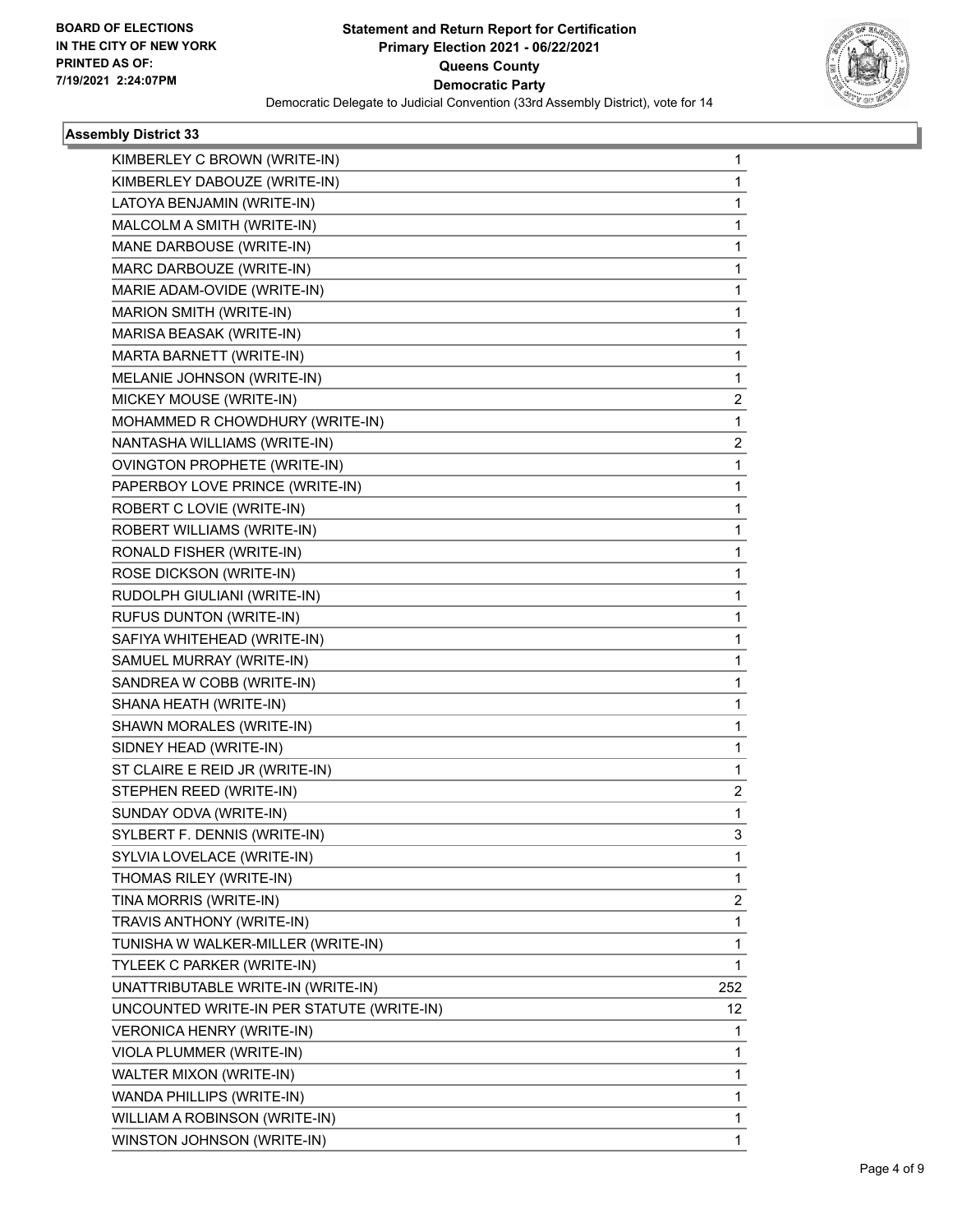**BOARD OF ELECTIONS IN THE CITY OF NEW YORK PRINTED AS OF: 7/19/2021 2:24:07PM**

**Statement and Return Report for Certification Primary Election 2021 - 06/22/2021 Queens County Democratic Party**

Democratic Delegate to Judicial Convention (33rd Assembly District), vote for 14

### Assembly District 33

| | |
|---|---|
| KIMBERLEY C BROWN (WRITE-IN) | 1 |
| KIMBERLEY DABOUZE (WRITE-IN) | 1 |
| LATOYA BENJAMIN (WRITE-IN) | 1 |
| MALCOLM A SMITH (WRITE-IN) | 1 |
| MANE DARBOUSE (WRITE-IN) | 1 |
| MARC DARBOUZE (WRITE-IN) | 1 |
| MARIE ADAM-OVIDE (WRITE-IN) | 1 |
| MARION SMITH (WRITE-IN) | 1 |
| MARISA BEASAK (WRITE-IN) | 1 |
| MARTA BARNETT (WRITE-IN) | 1 |
| MELANIE JOHNSON (WRITE-IN) | 1 |
| MICKEY MOUSE (WRITE-IN) | 2 |
| MOHAMMED R CHOWDHURY (WRITE-IN) | 1 |
| NANTASHA WILLIAMS (WRITE-IN) | 2 |
| OVINGTON PROPHETE (WRITE-IN) | 1 |
| PAPERBOY LOVE PRINCE (WRITE-IN) | 1 |
| ROBERT C LOVIE (WRITE-IN) | 1 |
| ROBERT WILLIAMS (WRITE-IN) | 1 |
| RONALD FISHER (WRITE-IN) | 1 |
| ROSE DICKSON (WRITE-IN) | 1 |
| RUDOLPH GIULIANI (WRITE-IN) | 1 |
| RUFUS DUNTON (WRITE-IN) | 1 |
| SAFIYA WHITEHEAD (WRITE-IN) | 1 |
| SAMUEL MURRAY (WRITE-IN) | 1 |
| SANDREA W COBB (WRITE-IN) | 1 |
| SHANA HEATH (WRITE-IN) | 1 |
| SHAWN MORALES (WRITE-IN) | 1 |
| SIDNEY HEAD (WRITE-IN) | 1 |
| ST CLAIRE E REID JR (WRITE-IN) | 1 |
| STEPHEN REED (WRITE-IN) | 2 |
| SUNDAY ODVA (WRITE-IN) | 1 |
| SYLBERT F. DENNIS (WRITE-IN) | 3 |
| SYLVIA LOVELACE (WRITE-IN) | 1 |
| THOMAS RILEY (WRITE-IN) | 1 |
| TINA MORRIS (WRITE-IN) | 2 |
| TRAVIS ANTHONY (WRITE-IN) | 1 |
| TUNISHA W WALKER-MILLER (WRITE-IN) | 1 |
| TYLEEK C PARKER (WRITE-IN) | 1 |
| UNATTRIBUTABLE WRITE-IN (WRITE-IN) | 252 |
| UNCOUNTED WRITE-IN PER STATUTE (WRITE-IN) | 12 |
| VERONICA HENRY (WRITE-IN) | 1 |
| VIOLA PLUMMER (WRITE-IN) | 1 |
| WALTER MIXON (WRITE-IN) | 1 |
| WANDA PHILLIPS (WRITE-IN) | 1 |
| WILLIAM A ROBINSON (WRITE-IN) | 1 |
| WINSTON JOHNSON (WRITE-IN) | 1 |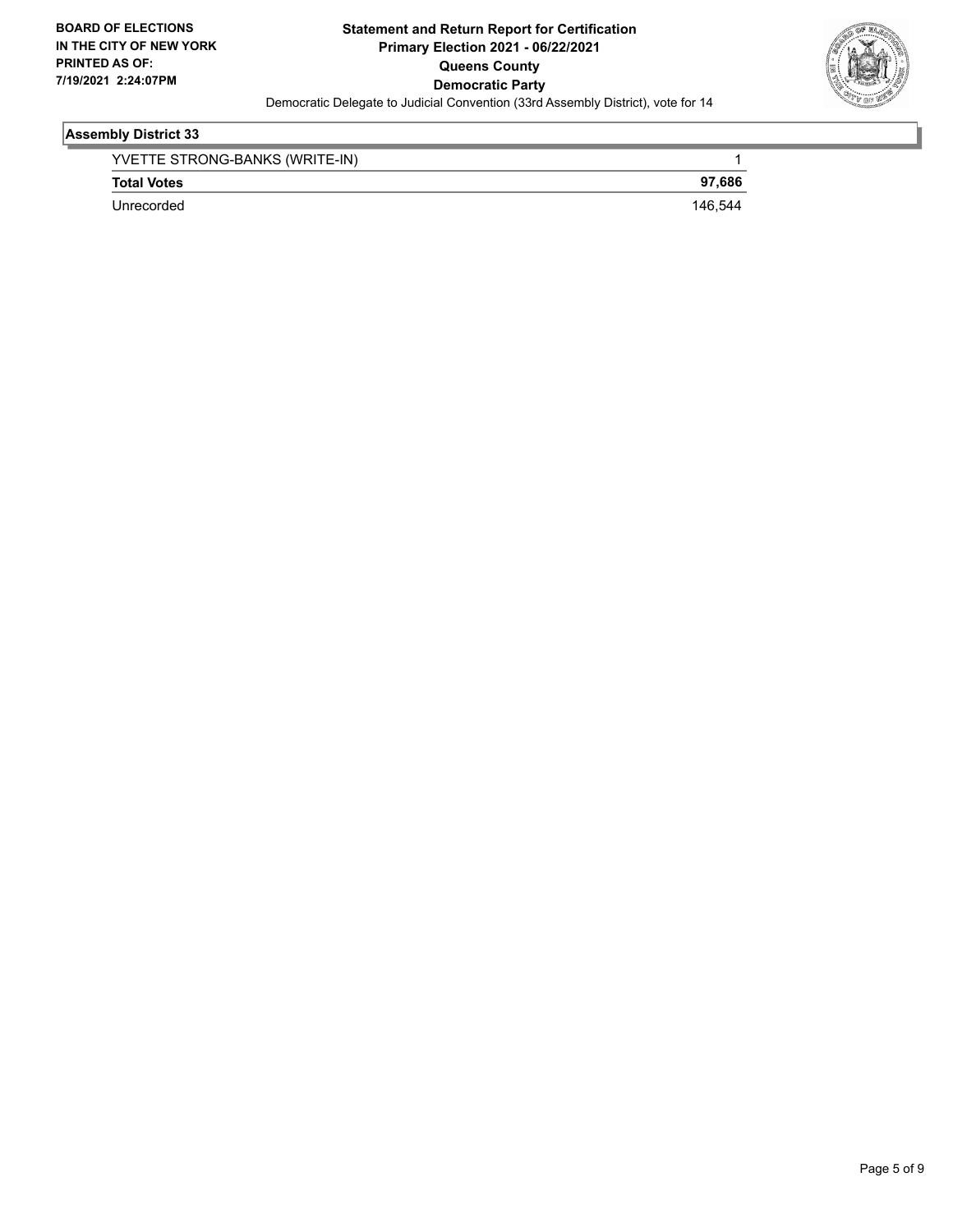**Statement and Return Report for Certification**
**Primary Election 2021 - 06/22/2021**
**Queens County**
**Democratic Party**
Democratic Delegate to Judicial Convention (33rd Assembly District), vote for 14

**BOARD OF ELECTIONS IN THE CITY OF NEW YORK PRINTED AS OF: 7/19/2021 2:24:07PM**

### Assembly District 33

| | |
|---|---|
| YVETTE STRONG-BANKS (WRITE-IN) | 1 |
| **Total Votes** | **97,686** |
| Unrecorded | 146,544 |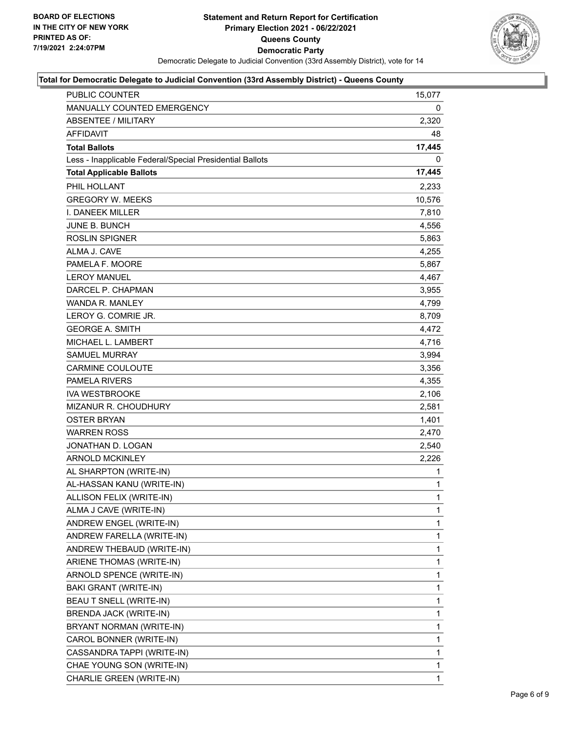BOARD OF ELECTIONS
IN THE CITY OF NEW YORK
PRINTED AS OF:
7/19/2021 2:24:07PM

# Statement and Return Report for Certification
## Primary Election 2021 - 06/22/2021
## Queens County
## Democratic Party

Democratic Delegate to Judicial Convention (33rd Assembly District), vote for 14

### Total for Democratic Delegate to Judicial Convention (33rd Assembly District) - Queens County

| | |
|---|---|
| PUBLIC COUNTER | 15,077 |
| MANUALLY COUNTED EMERGENCY | 0 |
| ABSENTEE / MILITARY | 2,320 |
| AFFIDAVIT | 48 |
| **Total Ballots** | **17,445** |
| Less - Inapplicable Federal/Special Presidential Ballots | 0 |
| **Total Applicable Ballots** | **17,445** |
| PHIL HOLLANT | 2,233 |
| GREGORY W. MEEKS | 10,576 |
| I. DANEEK MILLER | 7,810 |
| JUNE B. BUNCH | 4,556 |
| ROSLIN SPIGNER | 5,863 |
| ALMA J. CAVE | 4,255 |
| PAMELA F. MOORE | 5,867 |
| LEROY MANUEL | 4,467 |
| DARCEL P. CHAPMAN | 3,955 |
| WANDA R. MANLEY | 4,799 |
| LEROY G. COMRIE JR. | 8,709 |
| GEORGE A. SMITH | 4,472 |
| MICHAEL L. LAMBERT | 4,716 |
| SAMUEL MURRAY | 3,994 |
| CARMINE COULOUTE | 3,356 |
| PAMELA RIVERS | 4,355 |
| IVA WESTBROOKE | 2,106 |
| MIZANUR R. CHOUDHURY | 2,581 |
| OSTER BRYAN | 1,401 |
| WARREN ROSS | 2,470 |
| JONATHAN D. LOGAN | 2,540 |
| ARNOLD MCKINLEY | 2,226 |
| AL SHARPTON (WRITE-IN) | 1 |
| AL-HASSAN KANU (WRITE-IN) | 1 |
| ALLISON FELIX (WRITE-IN) | 1 |
| ALMA J CAVE (WRITE-IN) | 1 |
| ANDREW ENGEL (WRITE-IN) | 1 |
| ANDREW FARELLA (WRITE-IN) | 1 |
| ANDREW THEBAUD (WRITE-IN) | 1 |
| ARIENE THOMAS (WRITE-IN) | 1 |
| ARNOLD SPENCE (WRITE-IN) | 1 |
| BAKI GRANT (WRITE-IN) | 1 |
| BEAU T SNELL (WRITE-IN) | 1 |
| BRENDA JACK (WRITE-IN) | 1 |
| BRYANT NORMAN (WRITE-IN) | 1 |
| CAROL BONNER (WRITE-IN) | 1 |
| CASSANDRA TAPPI (WRITE-IN) | 1 |
| CHAE YOUNG SON (WRITE-IN) | 1 |
| CHARLIE GREEN (WRITE-IN) | 1 |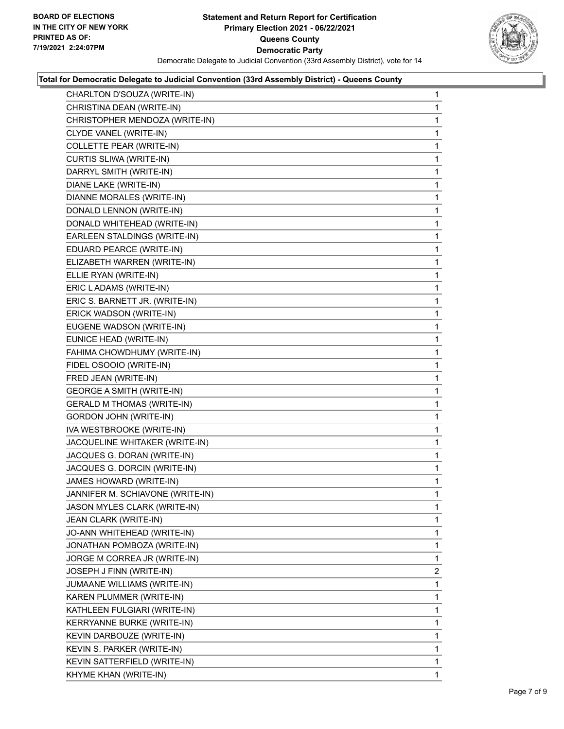**Total for Democratic Delegate to Judicial Convention (33rd Assembly District) - Queens County**

| | |
|---|---|
| CHARLTON D'SOUZA (WRITE-IN) | 1 |
| CHRISTINA DEAN (WRITE-IN) | 1 |
| CHRISTOPHER MENDOZA (WRITE-IN) | 1 |
| CLYDE VANEL (WRITE-IN) | 1 |
| COLLETTE PEAR (WRITE-IN) | 1 |
| CURTIS SLIWA (WRITE-IN) | 1 |
| DARRYL SMITH (WRITE-IN) | 1 |
| DIANE LAKE (WRITE-IN) | 1 |
| DIANNE MORALES (WRITE-IN) | 1 |
| DONALD LENNON (WRITE-IN) | 1 |
| DONALD WHITEHEAD (WRITE-IN) | 1 |
| EARLEEN STALDINGS (WRITE-IN) | 1 |
| EDUARD PEARCE (WRITE-IN) | 1 |
| ELIZABETH WARREN (WRITE-IN) | 1 |
| ELLIE RYAN (WRITE-IN) | 1 |
| ERIC L ADAMS (WRITE-IN) | 1 |
| ERIC S. BARNETT JR. (WRITE-IN) | 1 |
| ERICK WADSON (WRITE-IN) | 1 |
| EUGENE WADSON (WRITE-IN) | 1 |
| EUNICE HEAD (WRITE-IN) | 1 |
| FAHIMA CHOWDHUMY (WRITE-IN) | 1 |
| FIDEL OSOOIO (WRITE-IN) | 1 |
| FRED JEAN (WRITE-IN) | 1 |
| GEORGE A SMITH (WRITE-IN) | 1 |
| GERALD M THOMAS (WRITE-IN) | 1 |
| GORDON JOHN (WRITE-IN) | 1 |
| IVA WESTBROOKE (WRITE-IN) | 1 |
| JACQUELINE WHITAKER (WRITE-IN) | 1 |
| JACQUES G. DORAN (WRITE-IN) | 1 |
| JACQUES G. DORCIN (WRITE-IN) | 1 |
| JAMES HOWARD (WRITE-IN) | 1 |
| JANNIFER M. SCHIAVONE (WRITE-IN) | 1 |
| JASON MYLES CLARK (WRITE-IN) | 1 |
| JEAN CLARK (WRITE-IN) | 1 |
| JO-ANN WHITEHEAD (WRITE-IN) | 1 |
| JONATHAN POMBOZA (WRITE-IN) | 1 |
| JORGE M CORREA JR (WRITE-IN) | 1 |
| JOSEPH J FINN (WRITE-IN) | 2 |
| JUMAANE WILLIAMS (WRITE-IN) | 1 |
| KAREN PLUMMER (WRITE-IN) | 1 |
| KATHLEEN FULGIARI (WRITE-IN) | 1 |
| KERRYANNE BURKE (WRITE-IN) | 1 |
| KEVIN DARBOUZE (WRITE-IN) | 1 |
| KEVIN S. PARKER (WRITE-IN) | 1 |
| KEVIN SATTERFIELD (WRITE-IN) | 1 |
| KHYME KHAN (WRITE-IN) | 1 |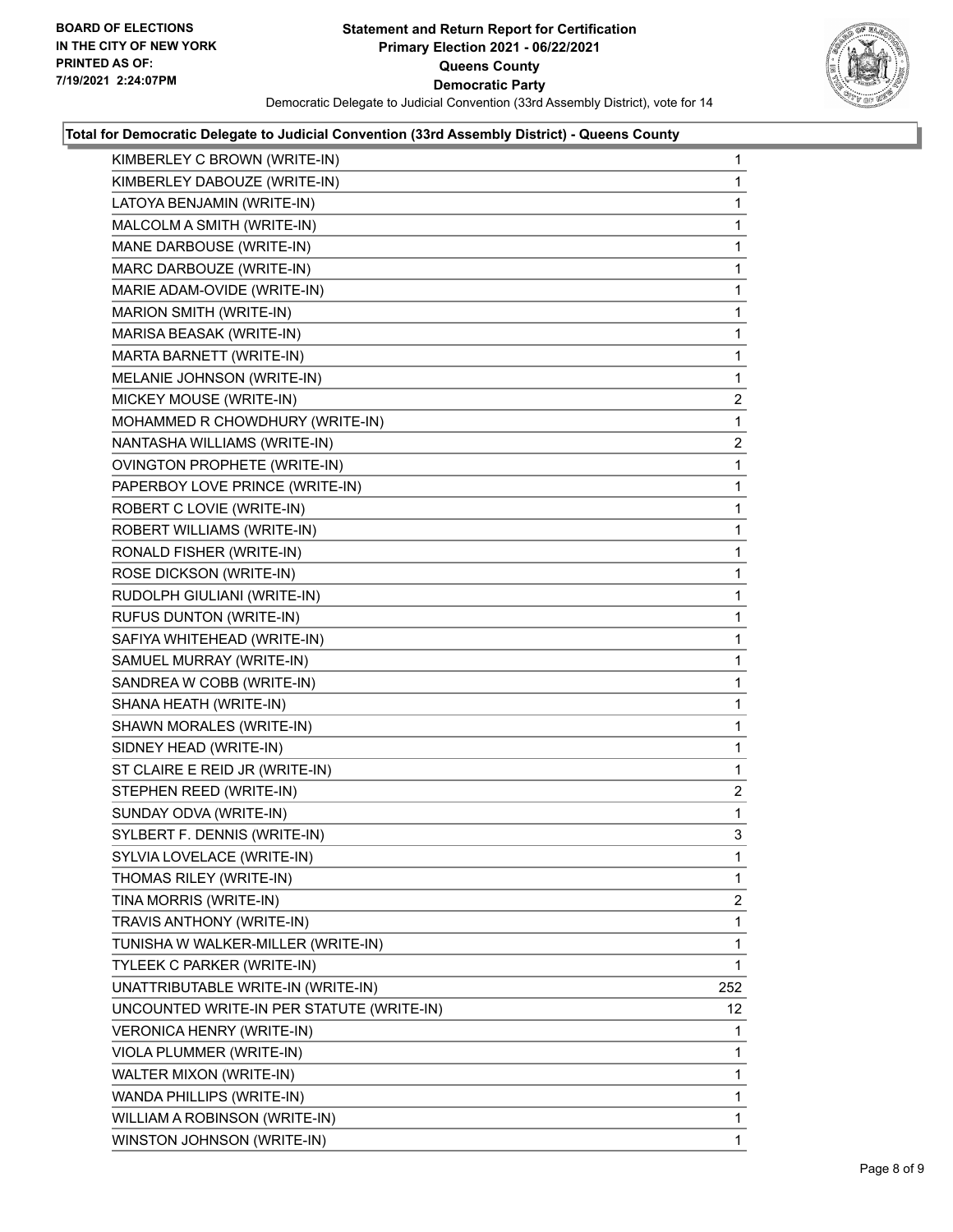**Statement and Return Report for Certification**
**Primary Election 2021 - 06/22/2021**
**Queens County**
**Democratic Party**
Democratic Delegate to Judicial Convention (33rd Assembly District), vote for 14

BOARD OF ELECTIONS IN THE CITY OF NEW YORK PRINTED AS OF: 7/19/2021 2:24:07PM

**Total for Democratic Delegate to Judicial Convention (33rd Assembly District) - Queens County**

| | |
|---|---|
| KIMBERLEY C BROWN (WRITE-IN) | 1 |
| KIMBERLEY DABOUZE (WRITE-IN) | 1 |
| LATOYA BENJAMIN (WRITE-IN) | 1 |
| MALCOLM A SMITH (WRITE-IN) | 1 |
| MANE DARBOUSE (WRITE-IN) | 1 |
| MARC DARBOUZE (WRITE-IN) | 1 |
| MARIE ADAM-OVIDE (WRITE-IN) | 1 |
| MARION SMITH (WRITE-IN) | 1 |
| MARISA BEASAK (WRITE-IN) | 1 |
| MARTA BARNETT (WRITE-IN) | 1 |
| MELANIE JOHNSON (WRITE-IN) | 1 |
| MICKEY MOUSE (WRITE-IN) | 2 |
| MOHAMMED R CHOWDHURY (WRITE-IN) | 1 |
| NANTASHA WILLIAMS (WRITE-IN) | 2 |
| OVINGTON PROPHETE (WRITE-IN) | 1 |
| PAPERBOY LOVE PRINCE (WRITE-IN) | 1 |
| ROBERT C LOVIE (WRITE-IN) | 1 |
| ROBERT WILLIAMS (WRITE-IN) | 1 |
| RONALD FISHER (WRITE-IN) | 1 |
| ROSE DICKSON (WRITE-IN) | 1 |
| RUDOLPH GIULIANI (WRITE-IN) | 1 |
| RUFUS DUNTON (WRITE-IN) | 1 |
| SAFIYA WHITEHEAD (WRITE-IN) | 1 |
| SAMUEL MURRAY (WRITE-IN) | 1 |
| SANDREA W COBB (WRITE-IN) | 1 |
| SHANA HEATH (WRITE-IN) | 1 |
| SHAWN MORALES (WRITE-IN) | 1 |
| SIDNEY HEAD (WRITE-IN) | 1 |
| ST CLAIRE E REID JR (WRITE-IN) | 1 |
| STEPHEN REED (WRITE-IN) | 2 |
| SUNDAY ODVA (WRITE-IN) | 1 |
| SYLBERT F. DENNIS (WRITE-IN) | 3 |
| SYLVIA LOVELACE (WRITE-IN) | 1 |
| THOMAS RILEY (WRITE-IN) | 1 |
| TINA MORRIS (WRITE-IN) | 2 |
| TRAVIS ANTHONY (WRITE-IN) | 1 |
| TUNISHA W WALKER-MILLER (WRITE-IN) | 1 |
| TYLEEK C PARKER (WRITE-IN) | 1 |
| UNATTRIBUTABLE WRITE-IN (WRITE-IN) | 252 |
| UNCOUNTED WRITE-IN PER STATUTE (WRITE-IN) | 12 |
| VERONICA HENRY (WRITE-IN) | 1 |
| VIOLA PLUMMER (WRITE-IN) | 1 |
| WALTER MIXON (WRITE-IN) | 1 |
| WANDA PHILLIPS (WRITE-IN) | 1 |
| WILLIAM A ROBINSON (WRITE-IN) | 1 |
| WINSTON JOHNSON (WRITE-IN) | 1 |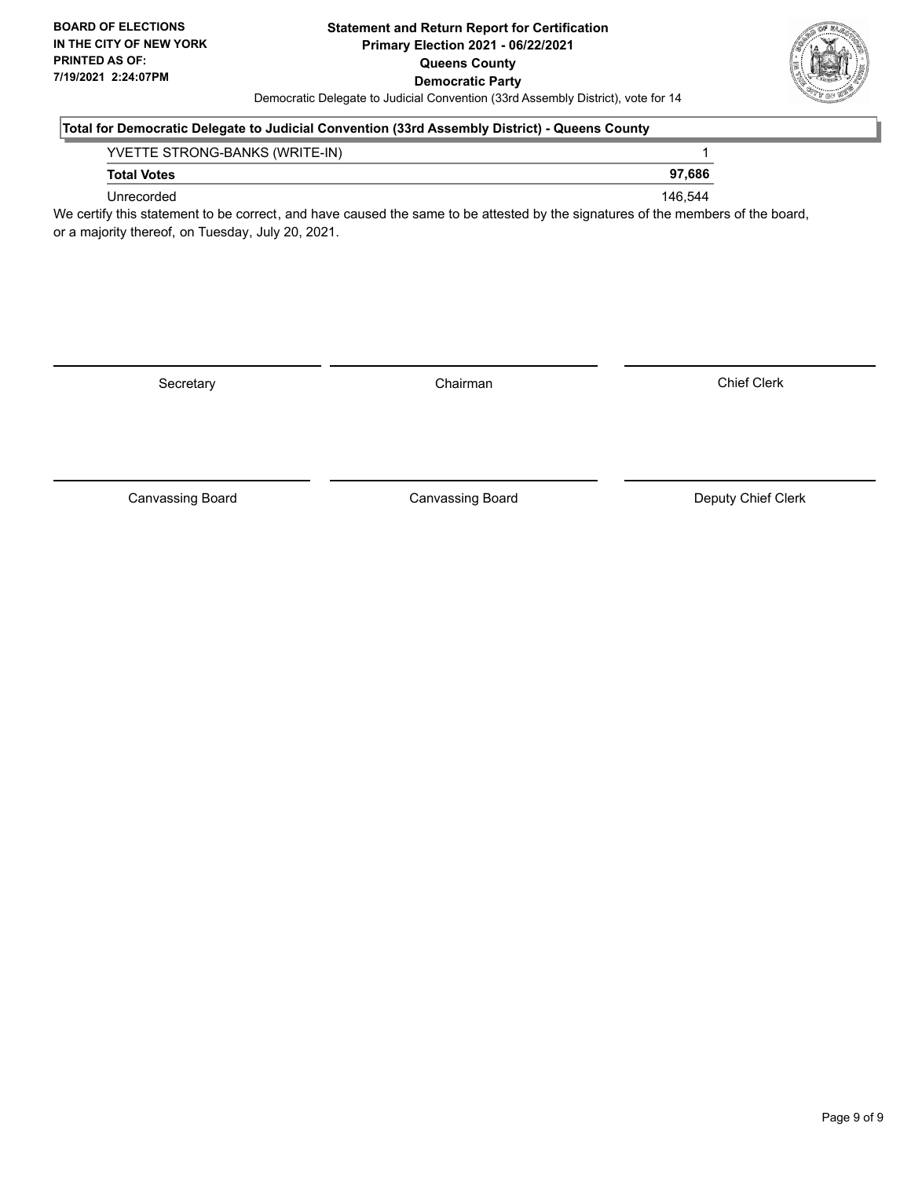**BOARD OF ELECTIONS IN THE CITY OF NEW YORK PRINTED AS OF: 7/19/2021 2:24:07PM**

**Statement and Return Report for Certification**
**Primary Election 2021 - 06/22/2021**
**Queens County**
**Democratic Party**

Democratic Delegate to Judicial Convention (33rd Assembly District), vote for 14

**Total for Democratic Delegate to Judicial Convention (33rd Assembly District) - Queens County**

| | |
|---|---|
| YVETTE STRONG-BANKS (WRITE-IN) | 1 |
| **Total Votes** | **97,686** |
| Unrecorded | 146,544 |

We certify this statement to be correct, and have caused the same to be attested by the signatures of the members of the board, or a majority thereof, on Tuesday, July 20, 2021.

Secretary

Chairman

Chief Clerk

Canvassing Board

Canvassing Board

Deputy Chief Clerk